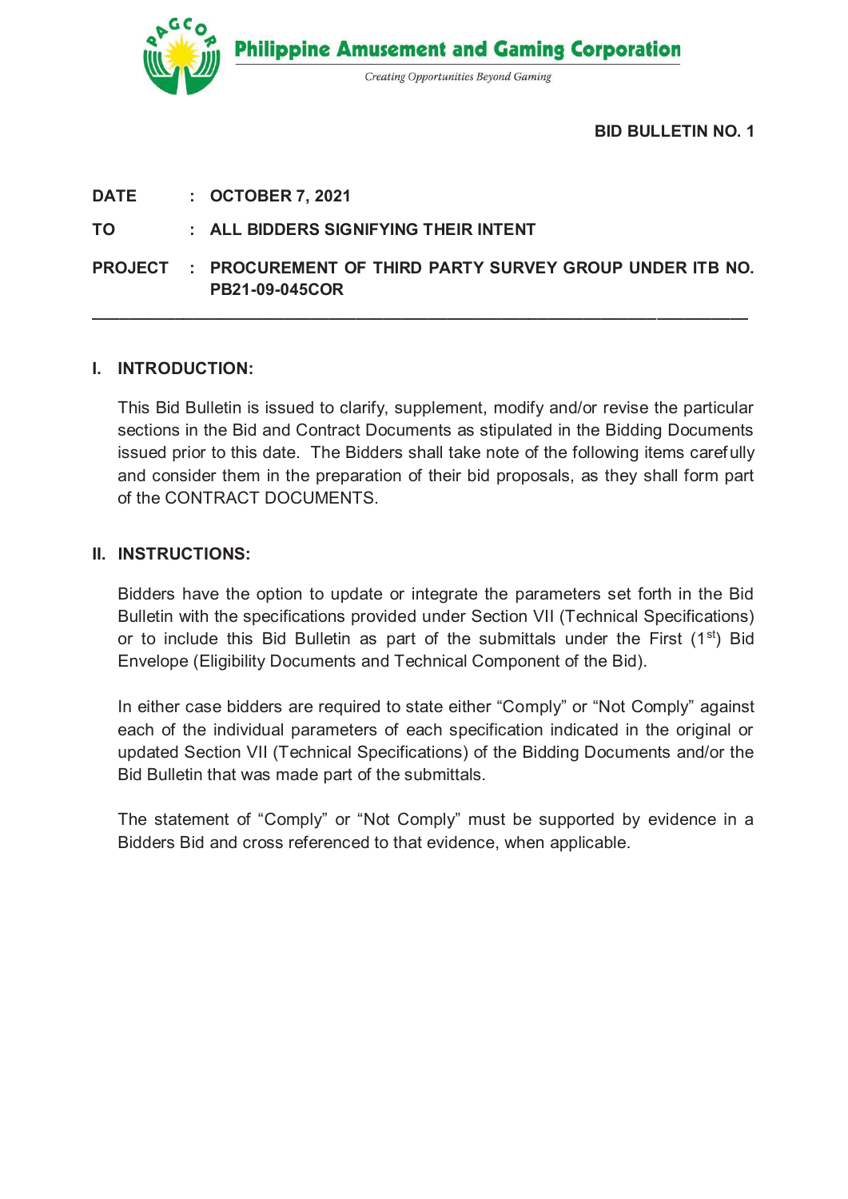**Philippine Amusement and Gaming Corporation**

*Creating Opportunities Beyond Gaming*

**BID BULLETIN NO. 1**

**DATE : OCTOBER 7, 2021**

**TO : ALL BIDDERS SIGNIFYING THEIR INTENT**

**PROJECT : PROCUREMENT OF THIRD PARTY SURVEY GROUP UNDER ITB NO. PB21-09-045COR**

---

## I. INTRODUCTION:

This Bid Bulletin is issued to clarify, supplement, modify and/or revise the particular sections in the Bid and Contract Documents as stipulated in the Bidding Documents issued prior to this date. The Bidders shall take note of the following items carefully and consider them in the preparation of their bid proposals, as they shall form part of the CONTRACT DOCUMENTS.

## II. INSTRUCTIONS:

Bidders have the option to update or integrate the parameters set forth in the Bid Bulletin with the specifications provided under Section VII (Technical Specifications) or to include this Bid Bulletin as part of the submittals under the First (1st) Bid Envelope (Eligibility Documents and Technical Component of the Bid).

In either case bidders are required to state either "Comply" or "Not Comply" against each of the individual parameters of each specification indicated in the original or updated Section VII (Technical Specifications) of the Bidding Documents and/or the Bid Bulletin that was made part of the submittals.

The statement of "Comply" or "Not Comply" must be supported by evidence in a Bidders Bid and cross referenced to that evidence, when applicable.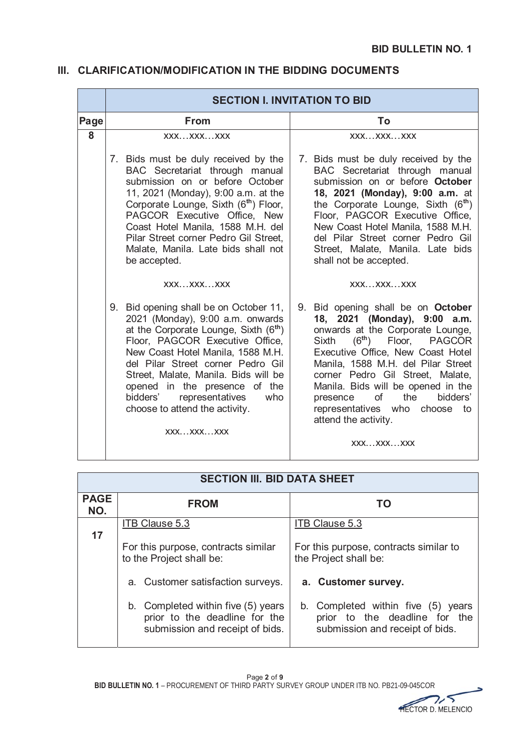## III. CLARIFICATION/MODIFICATION IN THE BIDDING DOCUMENTS

| | SECTION I. INVITATION TO BID | |
|---|---|---|
| **Page** | **From** | **To** |
| 8 | xxx…xxx…xxx<br><br>7. Bids must be duly received by the BAC Secretariat through manual submission on or before October 11, 2021 (Monday), 9:00 a.m. at the Corporate Lounge, Sixth (6th) Floor, PAGCOR Executive Office, New Coast Hotel Manila, 1588 M.H. del Pilar Street corner Pedro Gil Street, Malate, Manila. Late bids shall not be accepted.<br><br>xxx…xxx…xxx<br><br>9. Bid opening shall be on October 11, 2021 (Monday), 9:00 a.m. onwards at the Corporate Lounge, Sixth (6th) Floor, PAGCOR Executive Office, New Coast Hotel Manila, 1588 M.H. del Pilar Street corner Pedro Gil Street, Malate, Manila. Bids will be opened in the presence of the bidders' representatives who choose to attend the activity.<br><br>xxx…xxx…xxx | xxx…xxx…xxx<br><br>7. Bids must be duly received by the BAC Secretariat through manual submission on or before **October 18, 2021 (Monday), 9:00 a.m.** at the Corporate Lounge, Sixth (6th) Floor, PAGCOR Executive Office, New Coast Hotel Manila, 1588 M.H. del Pilar Street corner Pedro Gil Street, Malate, Manila. Late bids shall not be accepted.<br><br>xxx…xxx…xxx<br><br>9. Bid opening shall be on **October 18, 2021 (Monday), 9:00 a.m.** onwards at the Corporate Lounge, Sixth (6th) Floor, PAGCOR Executive Office, New Coast Hotel Manila, 1588 M.H. del Pilar Street corner Pedro Gil Street, Malate, Manila. Bids will be opened in the presence of the bidders' representatives who choose to attend the activity.<br><br>xxx…xxx…xxx |

| SECTION III. BID DATA SHEET | | |
|---|---|---|
| **PAGE NO.** | **FROM** | **TO** |
| 17 | ITB Clause 5.3<br><br>For this purpose, contracts similar to the Project shall be:<br><br>a. Customer satisfaction surveys.<br><br>b. Completed within five (5) years prior to the deadline for the submission and receipt of bids. | ITB Clause 5.3<br><br>For this purpose, contracts similar to the Project shall be:<br><br>**a. Customer survey.**<br><br>b. Completed within five (5) years prior to the deadline for the submission and receipt of bids. |

HECTOR D. MELENCIO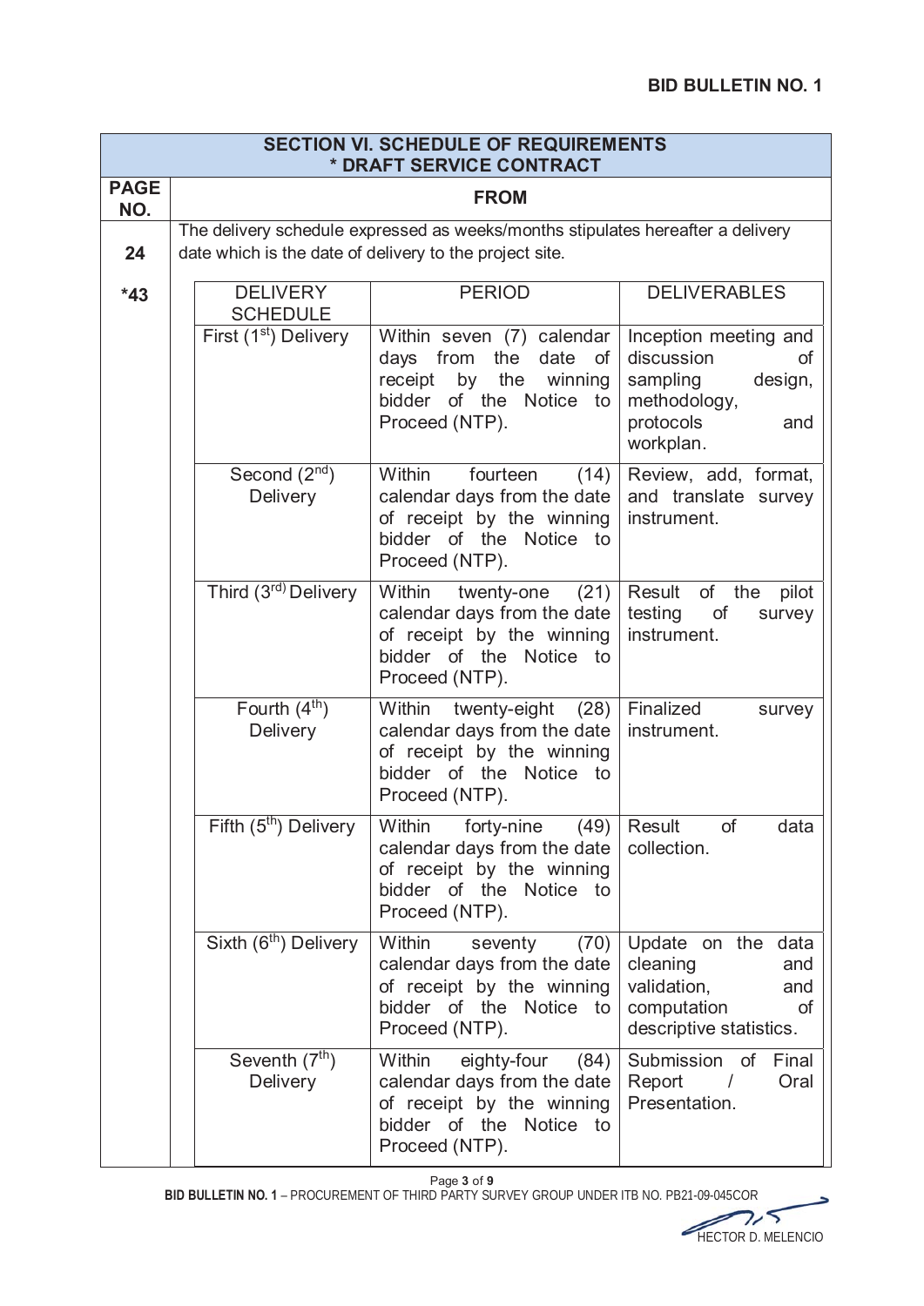| SECTION VI. SCHEDULE OF REQUIREMENTS<br>* DRAFT SERVICE CONTRACT | |
|---|---|
| **PAGE NO.** | **FROM** |
| 24<br><br>*43 | The delivery schedule expressed as weeks/months stipulates hereafter a delivery date which is the date of delivery to the project site. |

| DELIVERY SCHEDULE | PERIOD | DELIVERABLES |
|---|---|---|
| First (1st) Delivery | Within seven (7) calendar days from the date of receipt by the winning bidder of the Notice to Proceed (NTP). | Inception meeting and discussion of sampling design, methodology, protocols and workplan. |
| Second (2nd) Delivery | Within fourteen (14) calendar days from the date of receipt by the winning bidder of the Notice to Proceed (NTP). | Review, add, format, and translate survey instrument. |
| Third (3rd) Delivery | Within twenty-one (21) calendar days from the date of receipt by the winning bidder of the Notice to Proceed (NTP). | Result of the pilot testing of survey instrument. |
| Fourth (4th) Delivery | Within twenty-eight (28) calendar days from the date of receipt by the winning bidder of the Notice to Proceed (NTP). | Finalized survey instrument. |
| Fifth (5th) Delivery | Within forty-nine (49) calendar days from the date of receipt by the winning bidder of the Notice to Proceed (NTP). | Result of data collection. |
| Sixth (6th) Delivery | Within seventy (70) calendar days from the date of receipt by the winning bidder of the Notice to Proceed (NTP). | Update on the data cleaning and validation, and computation of descriptive statistics. |
| Seventh (7th) Delivery | Within eighty-four (84) calendar days from the date of receipt by the winning bidder of the Notice to Proceed (NTP). | Submission of Final Report / Oral Presentation. |

HECTOR D. MELENCIO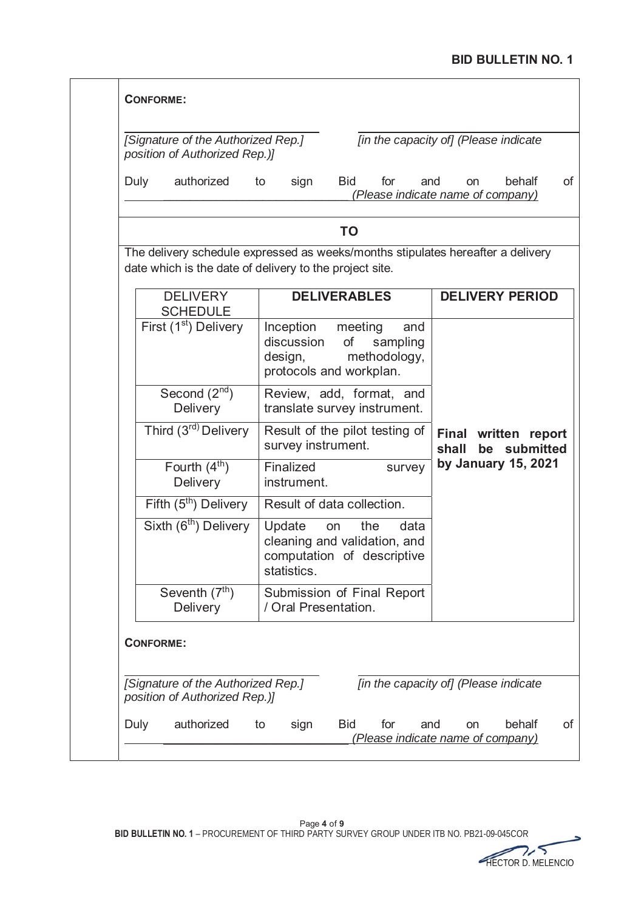**BID BULLETIN NO. 1**

**CONFORME:**

______________________________ ______________________________

*[Signature of the Authorized Rep.]* *[in the capacity of] (Please indicate position of Authorized Rep.)]*

Duly authorized to sign Bid for and on behalf of ______________________________ *(Please indicate name of company)*

**TO**

The delivery schedule expressed as weeks/months stipulates hereafter a delivery date which is the date of delivery to the project site.

| DELIVERY SCHEDULE | **DELIVERABLES** | **DELIVERY PERIOD** |
|---|---|---|
| First (1st) Delivery | Inception meeting and discussion of sampling design, methodology, protocols and workplan. | **Final written report shall be submitted by January 15, 2021** |
| Second (2nd) Delivery | Review, add, format, and translate survey instrument. | |
| Third (3rd) Delivery | Result of the pilot testing of survey instrument. | |
| Fourth (4th) Delivery | Finalized survey instrument. | |
| Fifth (5th) Delivery | Result of data collection. | |
| Sixth (6th) Delivery | Update on the data cleaning and validation, and computation of descriptive statistics. | |
| Seventh (7th) Delivery | Submission of Final Report / Oral Presentation. | |

**CONFORME:**

______________________________ ______________________________

*[Signature of the Authorized Rep.]* *[in the capacity of] (Please indicate position of Authorized Rep.)]*

Duly authorized to sign Bid for and on behalf of ______________________________ *(Please indicate name of company)*

**BID BULLETIN NO. 1** – PROCUREMENT OF THIRD PARTY SURVEY GROUP UNDER ITB NO. PB21-09-045COR

HECTOR D. MELENCIO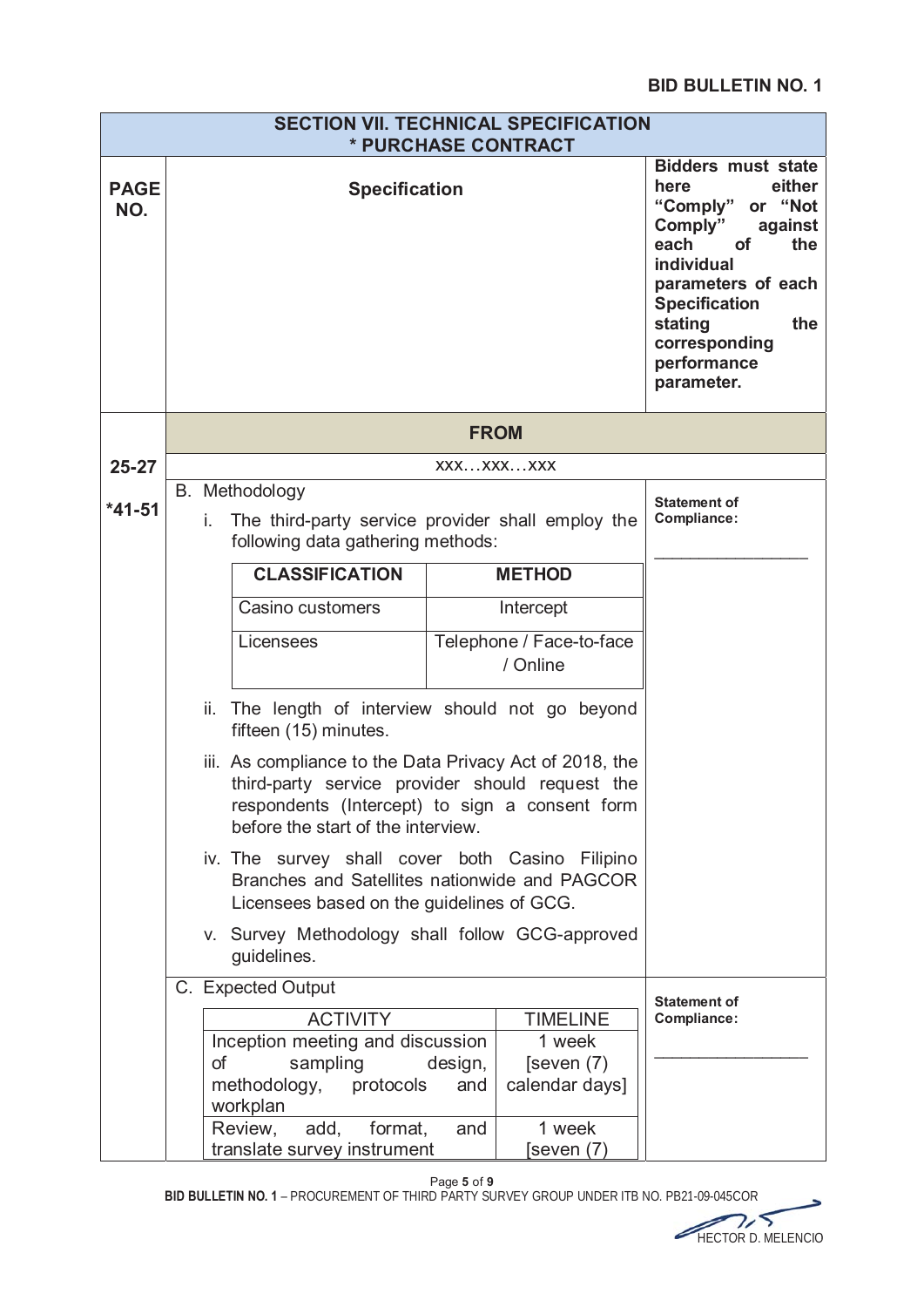**BID BULLETIN NO. 1**

| PAGE NO. | Specification | Bidders must state here either "Comply" or "Not Comply" against each of the individual parameters of each Specification stating the corresponding performance parameter. |
|---|---|---|
| | **SECTION VII. TECHNICAL SPECIFICATION** <br> *** PURCHASE CONTRACT** | |
| | **FROM** | |
| 25-27 | xxx…xxx…xxx | |
| *41-51 | B. Methodology<br>i. The third-party service provider shall employ the following data gathering methods:<br><br>**CLASSIFICATION** – **METHOD**<br>Casino customers – Intercept<br>Licensees – Telephone / Face-to-face / Online<br><br>ii. The length of interview should not go beyond fifteen (15) minutes.<br>iii. As compliance to the Data Privacy Act of 2018, the third-party service provider should request the respondents (Intercept) to sign a consent form before the start of the interview.<br>iv. The survey shall cover both Casino Filipino Branches and Satellites nationwide and PAGCOR Licensees based on the guidelines of GCG.<br>v. Survey Methodology shall follow GCG-approved guidelines. | **Statement of Compliance:**<br>_______________ |
| | C. Expected Output<br><br>ACTIVITY – TIMELINE<br>Inception meeting and discussion of sampling design, methodology, protocols and workplan – 1 week [seven (7) calendar days]<br>Review, add, format, and translate survey instrument – 1 week [seven (7) | **Statement of Compliance:**<br>_______________ |

BID BULLETIN NO. 1 – PROCUREMENT OF THIRD PARTY SURVEY GROUP UNDER ITB NO. PB21-09-045COR

HECTOR D. MELENCIO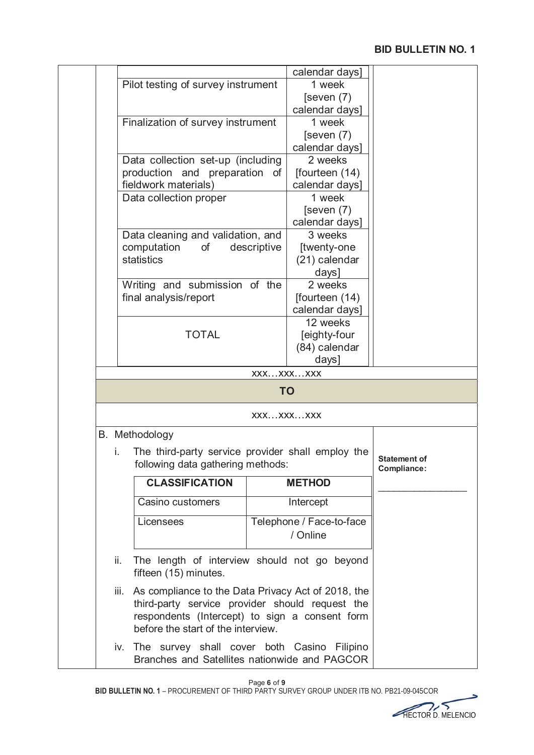| | |
|---|---|
| | calendar days] |
| Pilot testing of survey instrument | 1 week [seven (7) calendar days] |
| Finalization of survey instrument | 1 week [seven (7) calendar days] |
| Data collection set-up (including production and preparation of fieldwork materials) | 2 weeks [fourteen (14) calendar days] |
| Data collection proper | 1 week [seven (7) calendar days] |
| Data cleaning and validation, and computation of descriptive statistics | 3 weeks [twenty-one (21) calendar days] |
| Writing and submission of the final analysis/report | 2 weeks [fourteen (14) calendar days] |
| TOTAL | 12 weeks [eighty-four (84) calendar days] |

xxx…xxx…xxx

**TO**

xxx…xxx…xxx

B. Methodology

i. The third-party service provider shall employ the following data gathering methods:

| CLASSIFICATION | METHOD |
|---|---|
| Casino customers | Intercept |
| Licensees | Telephone / Face-to-face / Online |

ii. The length of interview should not go beyond fifteen (15) minutes.

iii. As compliance to the Data Privacy Act of 2018, the third-party service provider should request the respondents (Intercept) to sign a consent form before the start of the interview.

iv. The survey shall cover both Casino Filipino Branches and Satellites nationwide and PAGCOR

**Statement of Compliance:**

\_\_\_\_\_\_\_\_\_\_\_\_\_\_\_\_

HECTOR D. MELENCIO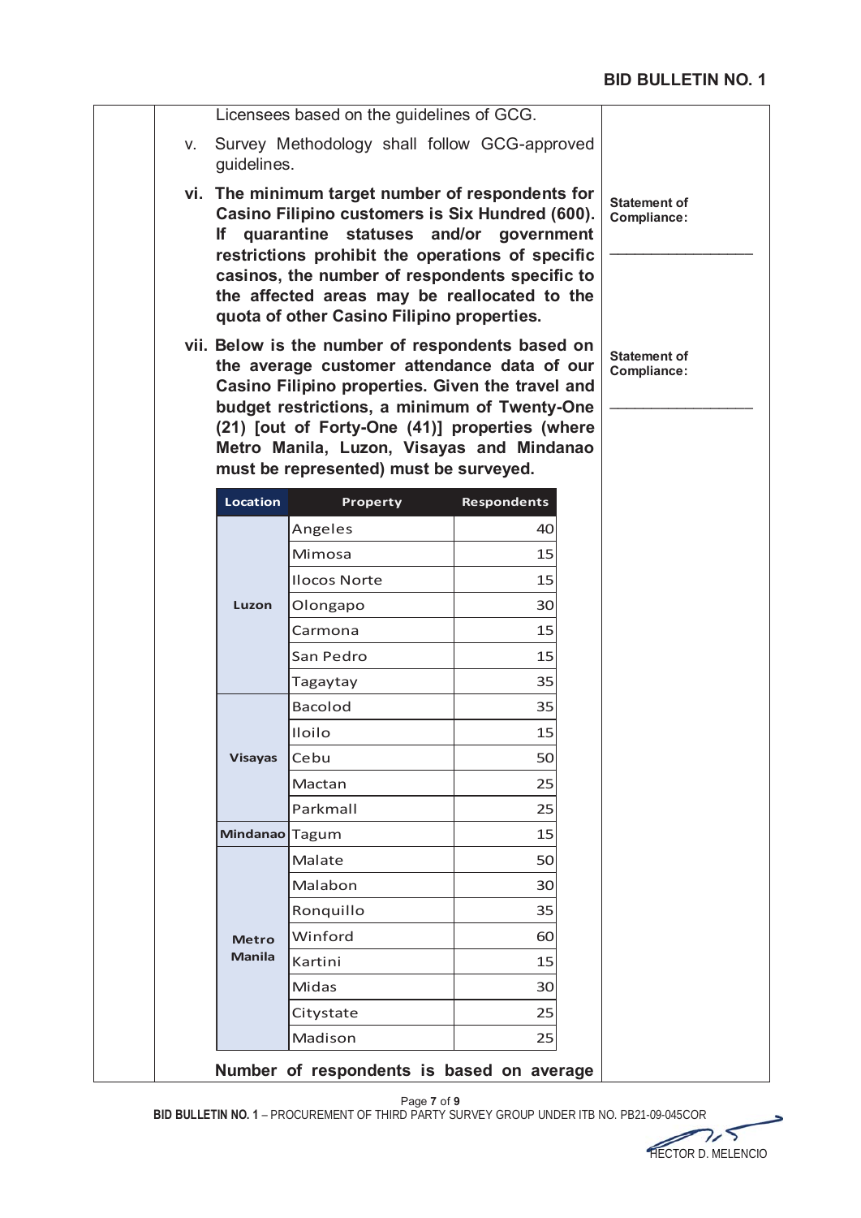Licensees based on the guidelines of GCG.

v. Survey Methodology shall follow GCG-approved guidelines.

**vi. The minimum target number of respondents for Casino Filipino customers is Six Hundred (600). If quarantine statuses and/or government restrictions prohibit the operations of specific casinos, the number of respondents specific to the affected areas may be reallocated to the quota of other Casino Filipino properties.**

**Statement of Compliance:**

_________________

**vii. Below is the number of respondents based on the average customer attendance data of our Casino Filipino properties. Given the travel and budget restrictions, a minimum of Twenty-One (21) [out of Forty-One (41)] properties (where Metro Manila, Luzon, Visayas and Mindanao must be represented) must be surveyed.**

**Statement of Compliance:**

_________________

| Location | Property | Respondents |
|---|---|---|
| Luzon | Angeles | 40 |
| | Mimosa | 15 |
| | Ilocos Norte | 15 |
| | Olongapo | 30 |
| | Carmona | 15 |
| | San Pedro | 15 |
| | Tagaytay | 35 |
| Visayas | Bacolod | 35 |
| | Iloilo | 15 |
| | Cebu | 50 |
| | Mactan | 25 |
| | Parkmall | 25 |
| Mindanao | Tagum | 15 |
| Metro Manila | Malate | 50 |
| | Malabon | 30 |
| | Ronquillo | 35 |
| | Winford | 60 |
| | Kartini | 15 |
| | Midas | 30 |
| | Citystate | 25 |
| | Madison | 25 |

**Number of respondents is based on average**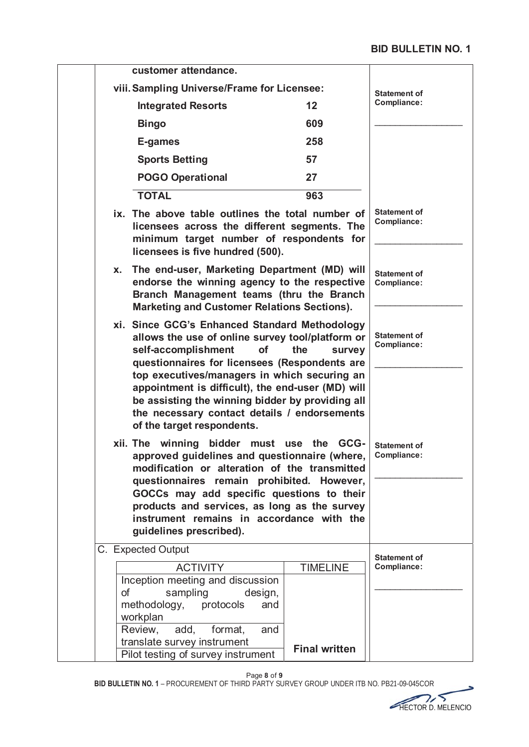| | Description | Statement of Compliance |
|---|---|---|
| | **customer attendance.** | |
| | **viii. Sampling Universe/Frame for Licensee:** | **Statement of Compliance:** ________________ |
| | **ix. The above table outlines the total number of licensees across the different segments. The minimum target number of respondents for licensees is five hundred (500).** | **Statement of Compliance:** ________________ |
| | **x. The end-user, Marketing Department (MD) will endorse the winning agency to the respective Branch Management teams (thru the Branch Marketing and Customer Relations Sections).** | **Statement of Compliance:** ________________ |
| | **xi. Since GCG's Enhanced Standard Methodology allows the use of online survey tool/platform or self-accomplishment of the survey questionnaires for licensees (Respondents are top executives/managers in which securing an appointment is difficult), the end-user (MD) will be assisting the winning bidder by providing all the necessary contact details / endorsements of the target respondents.** | **Statement of Compliance:** ________________ |
| | **xii. The winning bidder must use the GCG-approved guidelines and questionnaire (where, modification or alteration of the transmitted questionnaires remain prohibited. However, GOCCs may add specific questions to their products and services, as long as the survey instrument remains in accordance with the guidelines prescribed).** | **Statement of Compliance:** ________________ |
| | C. Expected Output | **Statement of Compliance:** ________________ |

Sampling Universe/Frame for Licensee (item viii):

| Segment | Number |
|---|---|
| **Integrated Resorts** | **12** |
| **Bingo** | **609** |
| **E-games** | **258** |
| **Sports Betting** | **57** |
| **POGO Operational** | **27** |
| **TOTAL** | **963** |

C. Expected Output:

| ACTIVITY | TIMELINE |
|---|---|
| Inception meeting and discussion of sampling design, methodology, protocols and workplan | |
| Review, add, format, and translate survey instrument | **Final written** |
| Pilot testing of survey instrument | |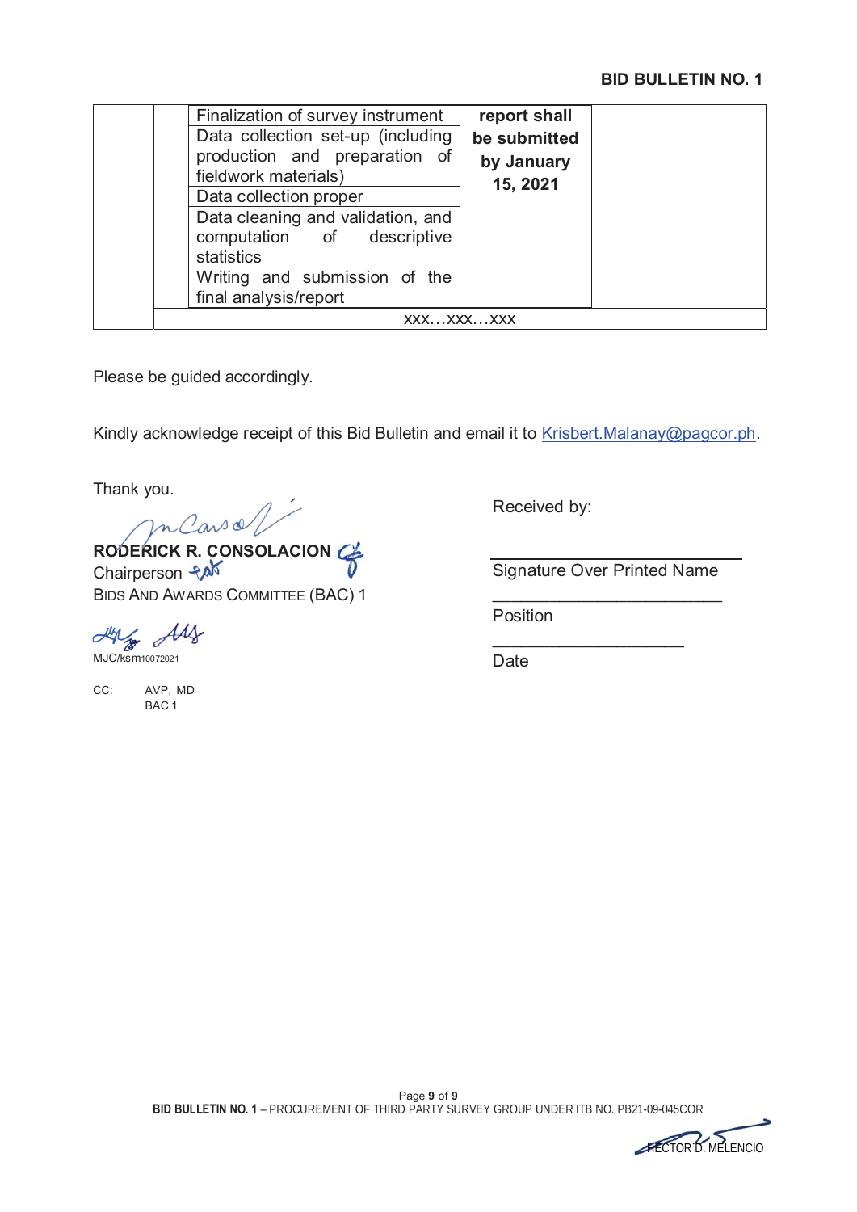**BID BULLETIN NO. 1**

| | | | | |
|---|---|---|---|---|
| | | Finalization of survey instrument | **report shall be submitted by January 15, 2021** | |
| | | Data collection set-up (including production and preparation of fieldwork materials) | | |
| | | Data collection proper | | |
| | | Data cleaning and validation, and computation of descriptive statistics | | |
| | | Writing and submission of the final analysis/report | | |
| | xxx…xxx…xxx | | | |

Please be guided accordingly.

Kindly acknowledge receipt of this Bid Bulletin and email it to Krisbert.Malanay@pagcor.ph.

Thank you.

**RODERICK R. CONSOLACION**
Chairperson
BIDS AND AWARDS COMMITTEE (BAC) 1

MJC/ksm10072021

CC: AVP, MD
BAC 1

Received by:

\_\_\_\_\_\_\_\_\_\_\_\_\_\_\_\_\_\_\_\_\_\_\_\_\_
Signature Over Printed Name

\_\_\_\_\_\_\_\_\_\_\_\_\_\_\_\_\_\_\_\_\_\_\_\_\_
Position

\_\_\_\_\_\_\_\_\_\_\_\_\_\_\_\_\_\_\_\_\_
Date